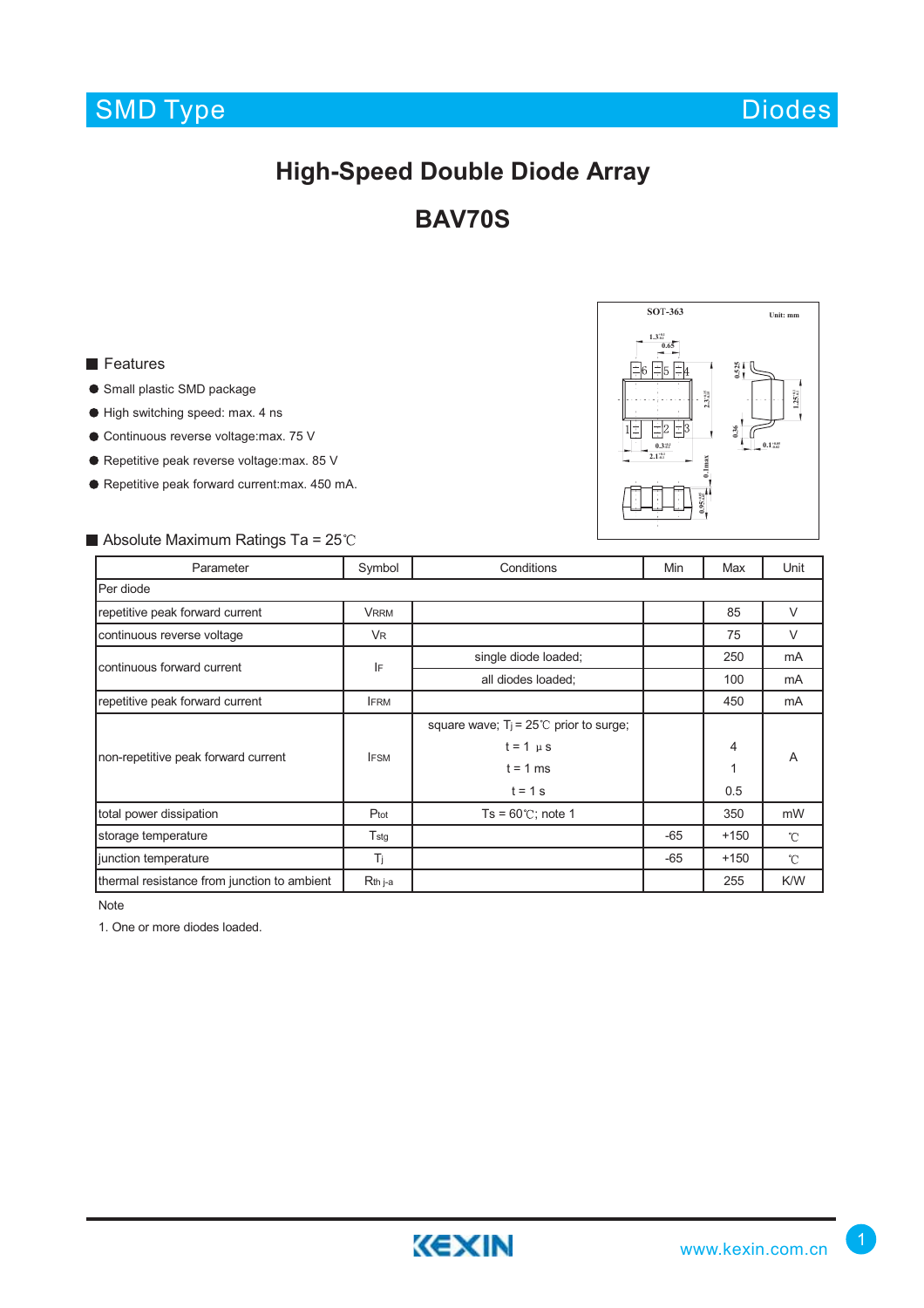SMD Type Diodes

# High-Speed Double Diode Array

# BAV70S

## Features

- Small plastic SMD package
- High switching speed: max. 4 ns
- Continuous reverse voltage:max. 75 V
- Repetitive peak reverse voltage:max. 85 V
- Repetitive peak forward current:max. 450 mA.

## Absolute Maximum Ratings Ta = 25℃

| Parameter | Symbol | Conditions | Min | Max | Unit |
|---|---|---|---|---|---|
| Per diode | | | | | |
| repetitive peak forward current | $V_{RRM}$ | | | 85 | V |
| continuous reverse voltage | $V_R$ | | | 75 | V |
| continuous forward current | $I_F$ | single diode loaded; | | 250 | mA |
| | | all diodes loaded; | | 100 | mA |
| repetitive peak forward current | $I_{FRM}$ | | | 450 | mA |
| non-repetitive peak forward current | $I_{FSM}$ | square wave; $T_j$ = 25℃ prior to surge; t = 1 μs | | 4 | A |
| | | t = 1 ms | | 1 | |
| | | t = 1 s | | 0.5 | |
| total power dissipation | $P_{tot}$ | Ts = 60℃; note 1 | | 350 | mW |
| storage temperature | $T_{stg}$ | | -65 | +150 | ℃ |
| junction temperature | $T_j$ | | -65 | +150 | ℃ |
| thermal resistance from junction to ambient | $R_{th\ j\text{-}a}$ | | | 255 | K/W |

Note

1. One or more diodes loaded.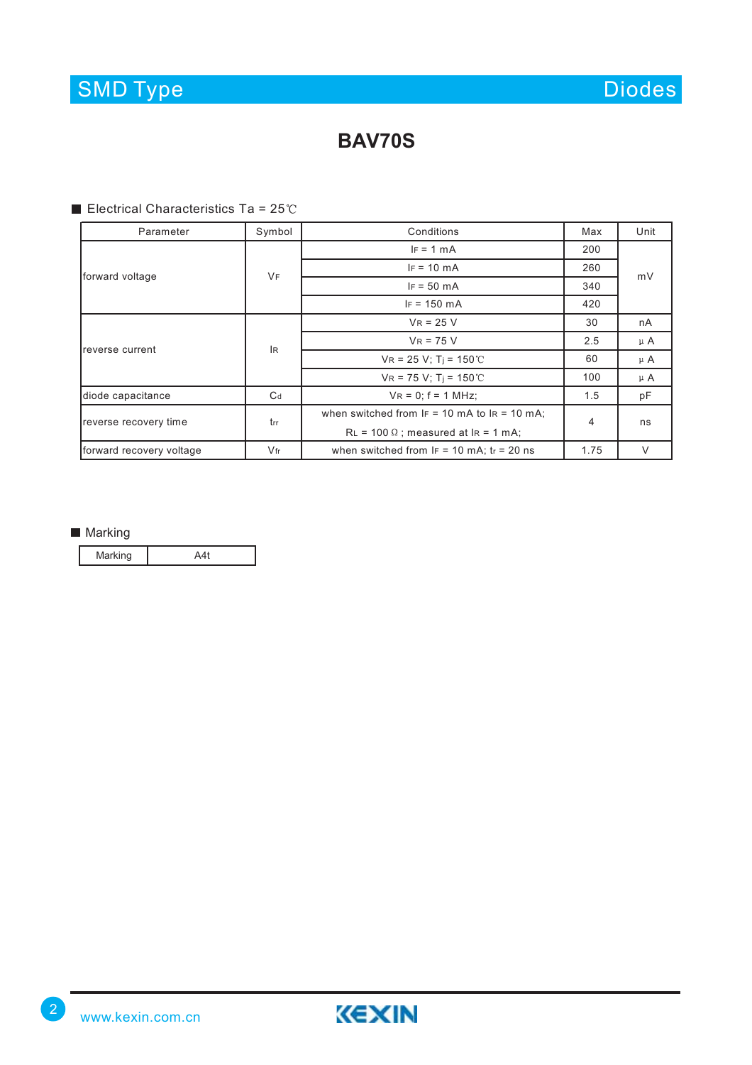# BAV70S

## Electrical Characteristics Ta = 25℃

| Parameter | Symbol | Conditions | Max | Unit |
|---|---|---|---|---|
| forward voltage | $V_F$ | $I_F$ = 1 mA | 200 | mV |
| | | $I_F$ = 10 mA | 260 | |
| | | $I_F$ = 50 mA | 340 | |
| | | $I_F$ = 150 mA | 420 | |
| reverse current | $I_R$ | $V_R$ = 25 V | 30 | nA |
| | | $V_R$ = 75 V | 2.5 | μA |
| | | $V_R$ = 25 V; $T_j$ = 150℃ | 60 | μA |
| | | $V_R$ = 75 V; $T_j$ = 150℃ | 100 | μA |
| diode capacitance | $C_d$ | $V_R$ = 0; f = 1 MHz; | 1.5 | pF |
| reverse recovery time | $t_{rr}$ | when switched from $I_F$ = 10 mA to $I_R$ = 10 mA; $R_L$ = 100 Ω ; measured at $I_R$ = 1 mA; | 4 | ns |
| forward recovery voltage | $V_{fr}$ | when switched from $I_F$ = 10 mA; $t_r$ = 20 ns | 1.75 | V |

## Marking

| Marking | A4t |
|---|---|